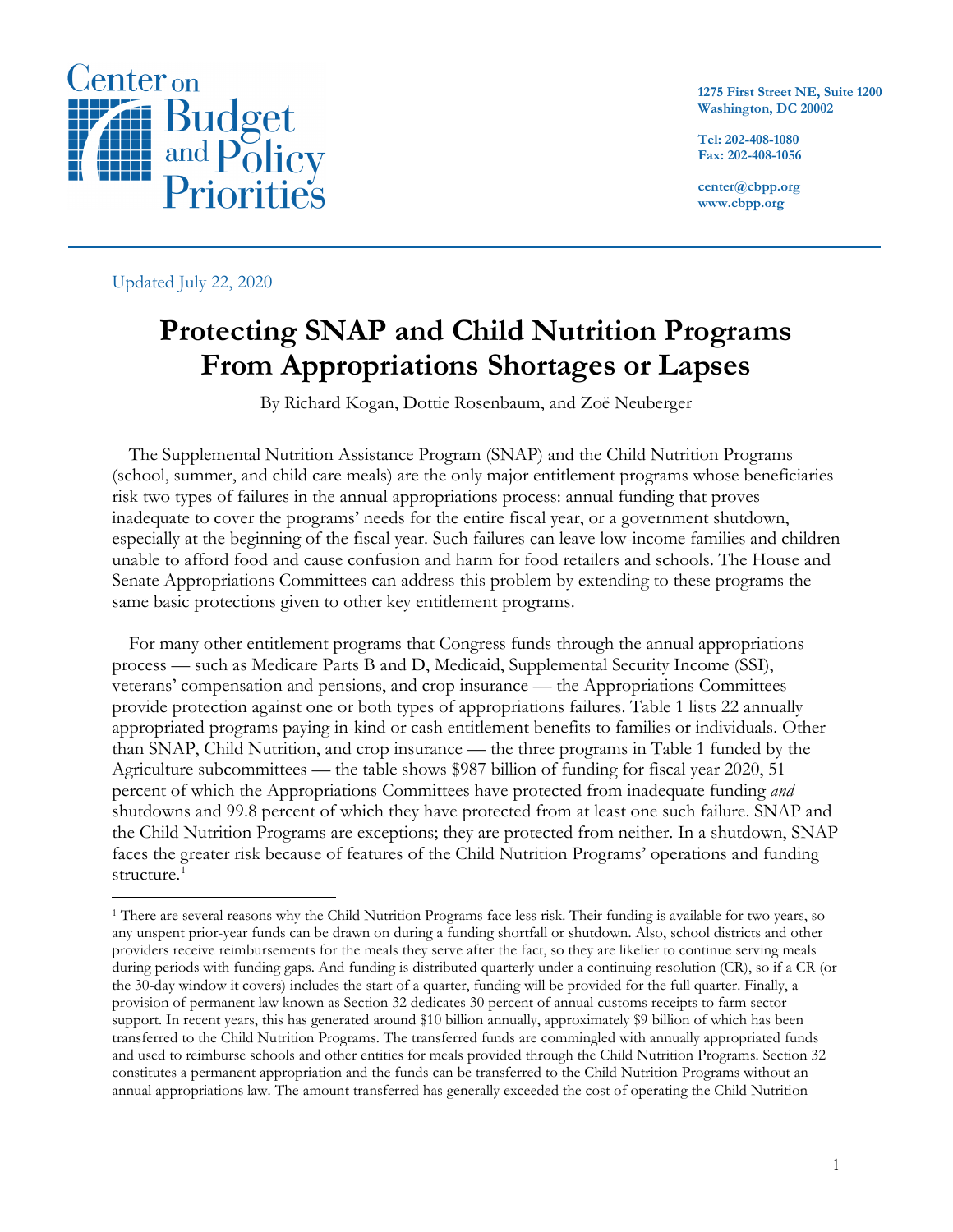Center on Budget and Policy Priorities

1275 First Street NE, Suite 1200
Washington, DC 20002

Tel: 202-408-1080
Fax: 202-408-1056

center@cbpp.org
www.cbpp.org

Updated July 22, 2020

# Protecting SNAP and Child Nutrition Programs From Appropriations Shortages or Lapses

By Richard Kogan, Dottie Rosenbaum, and Zoë Neuberger

The Supplemental Nutrition Assistance Program (SNAP) and the Child Nutrition Programs (school, summer, and child care meals) are the only major entitlement programs whose beneficiaries risk two types of failures in the annual appropriations process: annual funding that proves inadequate to cover the programs' needs for the entire fiscal year, or a government shutdown, especially at the beginning of the fiscal year. Such failures can leave low-income families and children unable to afford food and cause confusion and harm for food retailers and schools. The House and Senate Appropriations Committees can address this problem by extending to these programs the same basic protections given to other key entitlement programs.

For many other entitlement programs that Congress funds through the annual appropriations process — such as Medicare Parts B and D, Medicaid, Supplemental Security Income (SSI), veterans' compensation and pensions, and crop insurance — the Appropriations Committees provide protection against one or both types of appropriations failures. Table 1 lists 22 annually appropriated programs paying in-kind or cash entitlement benefits to families or individuals. Other than SNAP, Child Nutrition, and crop insurance — the three programs in Table 1 funded by the Agriculture subcommittees — the table shows $987 billion of funding for fiscal year 2020, 51 percent of which the Appropriations Committees have protected from inadequate funding *and* shutdowns and 99.8 percent of which they have protected from at least one such failure. SNAP and the Child Nutrition Programs are exceptions; they are protected from neither. In a shutdown, SNAP faces the greater risk because of features of the Child Nutrition Programs' operations and funding structure.[1]

[1] There are several reasons why the Child Nutrition Programs face less risk. Their funding is available for two years, so any unspent prior-year funds can be drawn on during a funding shortfall or shutdown. Also, school districts and other providers receive reimbursements for the meals they serve after the fact, so they are likelier to continue serving meals during periods with funding gaps. And funding is distributed quarterly under a continuing resolution (CR), so if a CR (or the 30-day window it covers) includes the start of a quarter, funding will be provided for the full quarter. Finally, a provision of permanent law known as Section 32 dedicates 30 percent of annual customs receipts to farm sector support. In recent years, this has generated around $10 billion annually, approximately $9 billion of which has been transferred to the Child Nutrition Programs. The transferred funds are commingled with annually appropriated funds and used to reimburse schools and other entities for meals provided through the Child Nutrition Programs. Section 32 constitutes a permanent appropriation and the funds can be transferred to the Child Nutrition Programs without an annual appropriations law. The amount transferred has generally exceeded the cost of operating the Child Nutrition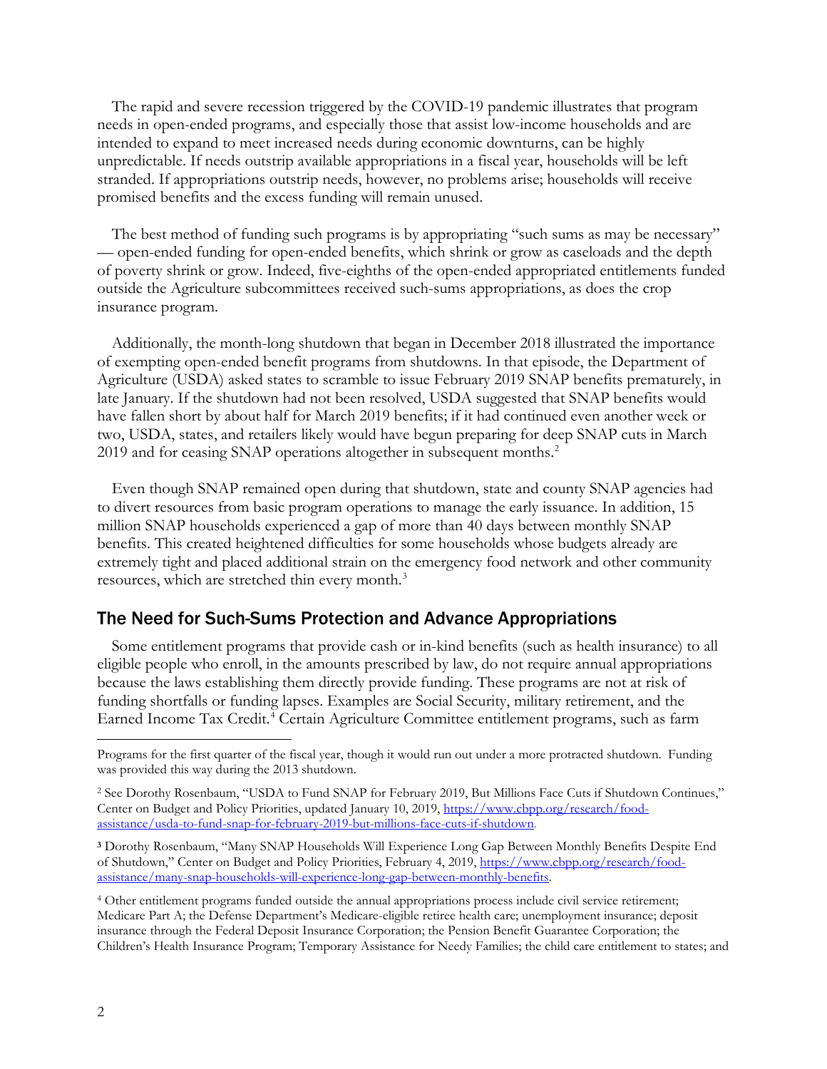The rapid and severe recession triggered by the COVID-19 pandemic illustrates that program needs in open-ended programs, and especially those that assist low-income households and are intended to expand to meet increased needs during economic downturns, can be highly unpredictable. If needs outstrip available appropriations in a fiscal year, households will be left stranded. If appropriations outstrip needs, however, no problems arise; households will receive promised benefits and the excess funding will remain unused.

The best method of funding such programs is by appropriating "such sums as may be necessary" — open-ended funding for open-ended benefits, which shrink or grow as caseloads and the depth of poverty shrink or grow. Indeed, five-eighths of the open-ended appropriated entitlements funded outside the Agriculture subcommittees received such-sums appropriations, as does the crop insurance program.

Additionally, the month-long shutdown that began in December 2018 illustrated the importance of exempting open-ended benefit programs from shutdowns. In that episode, the Department of Agriculture (USDA) asked states to scramble to issue February 2019 SNAP benefits prematurely, in late January. If the shutdown had not been resolved, USDA suggested that SNAP benefits would have fallen short by about half for March 2019 benefits; if it had continued even another week or two, USDA, states, and retailers likely would have begun preparing for deep SNAP cuts in March 2019 and for ceasing SNAP operations altogether in subsequent months.[2]

Even though SNAP remained open during that shutdown, state and county SNAP agencies had to divert resources from basic program operations to manage the early issuance. In addition, 15 million SNAP households experienced a gap of more than 40 days between monthly SNAP benefits. This created heightened difficulties for some households whose budgets already are extremely tight and placed additional strain on the emergency food network and other community resources, which are stretched thin every month.[3]

## The Need for Such-Sums Protection and Advance Appropriations

Some entitlement programs that provide cash or in-kind benefits (such as health insurance) to all eligible people who enroll, in the amounts prescribed by law, do not require annual appropriations because the laws establishing them directly provide funding. These programs are not at risk of funding shortfalls or funding lapses. Examples are Social Security, military retirement, and the Earned Income Tax Credit.[4] Certain Agriculture Committee entitlement programs, such as farm

---

Programs for the first quarter of the fiscal year, though it would run out under a more protracted shutdown. Funding was provided this way during the 2013 shutdown.

[2] See Dorothy Rosenbaum, "USDA to Fund SNAP for February 2019, But Millions Face Cuts if Shutdown Continues," Center on Budget and Policy Priorities, updated January 10, 2019, https://www.cbpp.org/research/food-assistance/usda-to-fund-snap-for-february-2019-but-millions-face-cuts-if-shutdown.

[3] Dorothy Rosenbaum, "Many SNAP Households Will Experience Long Gap Between Monthly Benefits Despite End of Shutdown," Center on Budget and Policy Priorities, February 4, 2019, https://www.cbpp.org/research/food-assistance/many-snap-households-will-experience-long-gap-between-monthly-benefits.

[4] Other entitlement programs funded outside the annual appropriations process include civil service retirement; Medicare Part A; the Defense Department's Medicare-eligible retiree health care; unemployment insurance; deposit insurance through the Federal Deposit Insurance Corporation; the Pension Benefit Guarantee Corporation; the Children's Health Insurance Program; Temporary Assistance for Needy Families; the child care entitlement to states; and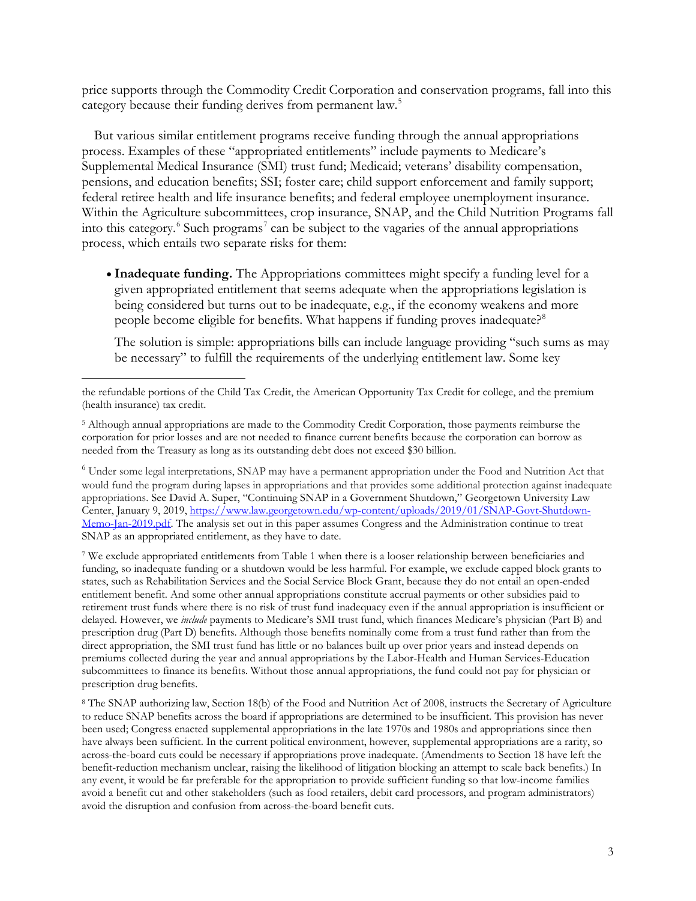price supports through the Commodity Credit Corporation and conservation programs, fall into this category because their funding derives from permanent law.[5]

But various similar entitlement programs receive funding through the annual appropriations process. Examples of these "appropriated entitlements" include payments to Medicare's Supplemental Medical Insurance (SMI) trust fund; Medicaid; veterans' disability compensation, pensions, and education benefits; SSI; foster care; child support enforcement and family support; federal retiree health and life insurance benefits; and federal employee unemployment insurance. Within the Agriculture subcommittees, crop insurance, SNAP, and the Child Nutrition Programs fall into this category.[6] Such programs[7] can be subject to the vagaries of the annual appropriations process, which entails two separate risks for them:

- **Inadequate funding.** The Appropriations committees might specify a funding level for a given appropriated entitlement that seems adequate when the appropriations legislation is being considered but turns out to be inadequate, e.g., if the economy weakens and more people become eligible for benefits. What happens if funding proves inadequate?[8]

  The solution is simple: appropriations bills can include language providing "such sums as may be necessary" to fulfill the requirements of the underlying entitlement law. Some key

---

the refundable portions of the Child Tax Credit, the American Opportunity Tax Credit for college, and the premium (health insurance) tax credit.

[5] Although annual appropriations are made to the Commodity Credit Corporation, those payments reimburse the corporation for prior losses and are not needed to finance current benefits because the corporation can borrow as needed from the Treasury as long as its outstanding debt does not exceed $30 billion.

[6] Under some legal interpretations, SNAP may have a permanent appropriation under the Food and Nutrition Act that would fund the program during lapses in appropriations and that provides some additional protection against inadequate appropriations. See David A. Super, "Continuing SNAP in a Government Shutdown," Georgetown University Law Center, January 9, 2019, https://www.law.georgetown.edu/wp-content/uploads/2019/01/SNAP-Govt-Shutdown-Memo-Jan-2019.pdf. The analysis set out in this paper assumes Congress and the Administration continue to treat SNAP as an appropriated entitlement, as they have to date.

[7] We exclude appropriated entitlements from Table 1 when there is a looser relationship between beneficiaries and funding, so inadequate funding or a shutdown would be less harmful. For example, we exclude capped block grants to states, such as Rehabilitation Services and the Social Service Block Grant, because they do not entail an open-ended entitlement benefit. And some other annual appropriations constitute accrual payments or other subsidies paid to retirement trust funds where there is no risk of trust fund inadequacy even if the annual appropriation is insufficient or delayed. However, we *include* payments to Medicare's SMI trust fund, which finances Medicare's physician (Part B) and prescription drug (Part D) benefits. Although those benefits nominally come from a trust fund rather than from the direct appropriation, the SMI trust fund has little or no balances built up over prior years and instead depends on premiums collected during the year and annual appropriations by the Labor-Health and Human Services-Education subcommittees to finance its benefits. Without those annual appropriations, the fund could not pay for physician or prescription drug benefits.

[8] The SNAP authorizing law, Section 18(b) of the Food and Nutrition Act of 2008, instructs the Secretary of Agriculture to reduce SNAP benefits across the board if appropriations are determined to be insufficient. This provision has never been used; Congress enacted supplemental appropriations in the late 1970s and 1980s and appropriations since then have always been sufficient. In the current political environment, however, supplemental appropriations are a rarity, so across-the-board cuts could be necessary if appropriations prove inadequate. (Amendments to Section 18 have left the benefit-reduction mechanism unclear, raising the likelihood of litigation blocking an attempt to scale back benefits.) In any event, it would be far preferable for the appropriation to provide sufficient funding so that low-income families avoid a benefit cut and other stakeholders (such as food retailers, debit card processors, and program administrators) avoid the disruption and confusion from across-the-board benefit cuts.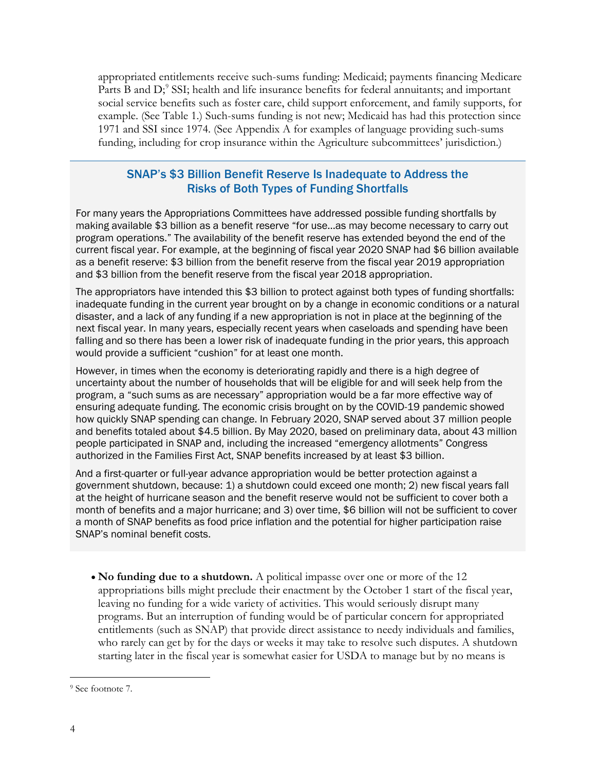appropriated entitlements receive such-sums funding: Medicaid; payments financing Medicare Parts B and D;[9] SSI; health and life insurance benefits for federal annuitants; and important social service benefits such as foster care, child support enforcement, and family supports, for example. (See Table 1.) Such-sums funding is not new; Medicaid has had this protection since 1971 and SSI since 1974. (See Appendix A for examples of language providing such-sums funding, including for crop insurance within the Agriculture subcommittees' jurisdiction.)

### SNAP's $3 Billion Benefit Reserve Is Inadequate to Address the Risks of Both Types of Funding Shortfalls

For many years the Appropriations Committees have addressed possible funding shortfalls by making available $3 billion as a benefit reserve "for use…as may become necessary to carry out program operations." The availability of the benefit reserve has extended beyond the end of the current fiscal year. For example, at the beginning of fiscal year 2020 SNAP had $6 billion available as a benefit reserve: $3 billion from the benefit reserve from the fiscal year 2019 appropriation and $3 billion from the benefit reserve from the fiscal year 2018 appropriation.

The appropriators have intended this $3 billion to protect against both types of funding shortfalls: inadequate funding in the current year brought on by a change in economic conditions or a natural disaster, and a lack of any funding if a new appropriation is not in place at the beginning of the next fiscal year. In many years, especially recent years when caseloads and spending have been falling and so there has been a lower risk of inadequate funding in the prior years, this approach would provide a sufficient "cushion" for at least one month.

However, in times when the economy is deteriorating rapidly and there is a high degree of uncertainty about the number of households that will be eligible for and will seek help from the program, a "such sums as are necessary" appropriation would be a far more effective way of ensuring adequate funding. The economic crisis brought on by the COVID-19 pandemic showed how quickly SNAP spending can change. In February 2020, SNAP served about 37 million people and benefits totaled about $4.5 billion. By May 2020, based on preliminary data, about 43 million people participated in SNAP and, including the increased "emergency allotments" Congress authorized in the Families First Act, SNAP benefits increased by at least $3 billion.

And a first-quarter or full-year advance appropriation would be better protection against a government shutdown, because: 1) a shutdown could exceed one month; 2) new fiscal years fall at the height of hurricane season and the benefit reserve would not be sufficient to cover both a month of benefits and a major hurricane; and 3) over time, $6 billion will not be sufficient to cover a month of SNAP benefits as food price inflation and the potential for higher participation raise SNAP's nominal benefit costs.

- **No funding due to a shutdown.** A political impasse over one or more of the 12 appropriations bills might preclude their enactment by the October 1 start of the fiscal year, leaving no funding for a wide variety of activities. This would seriously disrupt many programs. But an interruption of funding would be of particular concern for appropriated entitlements (such as SNAP) that provide direct assistance to needy individuals and families, who rarely can get by for the days or weeks it may take to resolve such disputes. A shutdown starting later in the fiscal year is somewhat easier for USDA to manage but by no means is

[9] See footnote 7.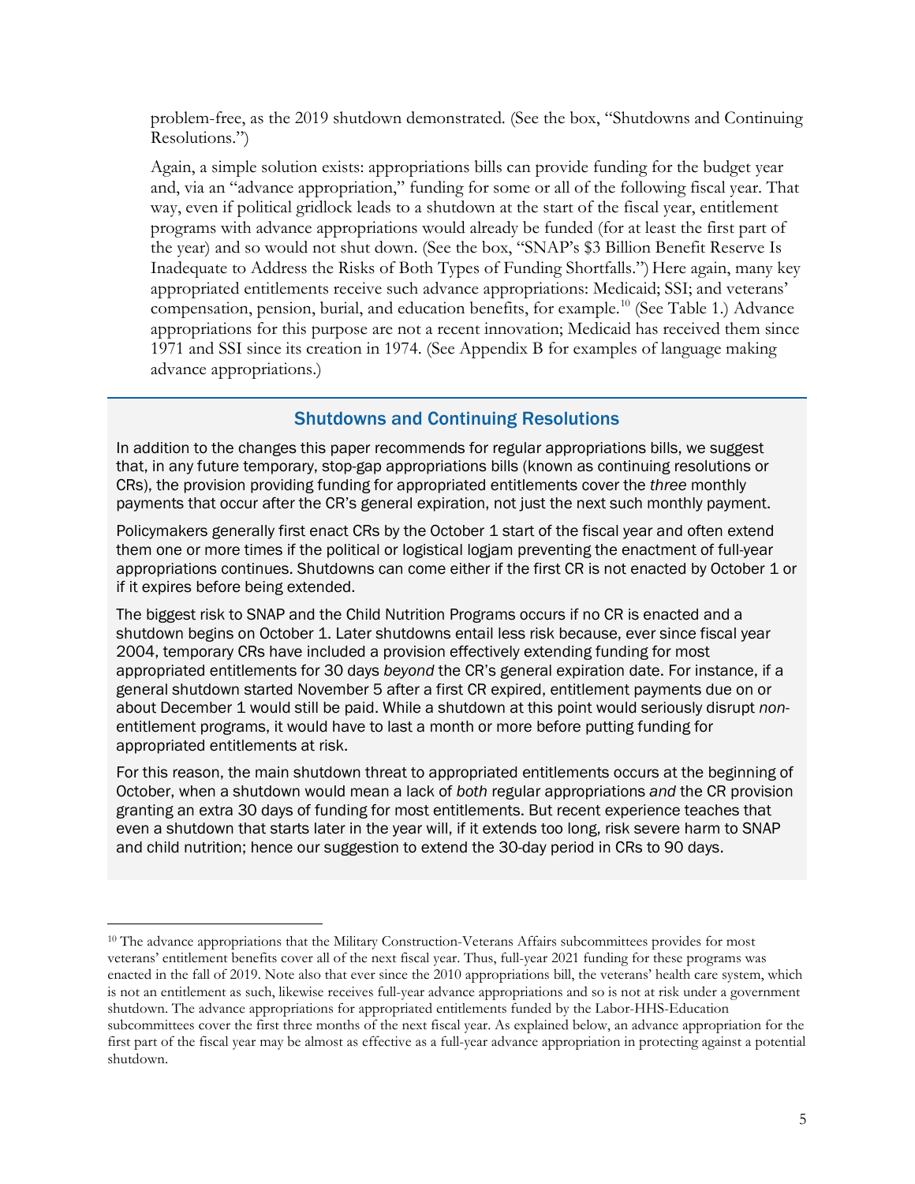problem-free, as the 2019 shutdown demonstrated. (See the box, "Shutdowns and Continuing Resolutions.")

Again, a simple solution exists: appropriations bills can provide funding for the budget year and, via an "advance appropriation," funding for some or all of the following fiscal year. That way, even if political gridlock leads to a shutdown at the start of the fiscal year, entitlement programs with advance appropriations would already be funded (for at least the first part of the year) and so would not shut down. (See the box, "SNAP's $3 Billion Benefit Reserve Is Inadequate to Address the Risks of Both Types of Funding Shortfalls.") Here again, many key appropriated entitlements receive such advance appropriations: Medicaid; SSI; and veterans' compensation, pension, burial, and education benefits, for example.[10] (See Table 1.) Advance appropriations for this purpose are not a recent innovation; Medicaid has received them since 1971 and SSI since its creation in 1974. (See Appendix B for examples of language making advance appropriations.)

## Shutdowns and Continuing Resolutions

In addition to the changes this paper recommends for regular appropriations bills, we suggest that, in any future temporary, stop-gap appropriations bills (known as continuing resolutions or CRs), the provision providing funding for appropriated entitlements cover the *three* monthly payments that occur after the CR's general expiration, not just the next such monthly payment.

Policymakers generally first enact CRs by the October 1 start of the fiscal year and often extend them one or more times if the political or logistical logjam preventing the enactment of full-year appropriations continues. Shutdowns can come either if the first CR is not enacted by October 1 or if it expires before being extended.

The biggest risk to SNAP and the Child Nutrition Programs occurs if no CR is enacted and a shutdown begins on October 1. Later shutdowns entail less risk because, ever since fiscal year 2004, temporary CRs have included a provision effectively extending funding for most appropriated entitlements for 30 days *beyond* the CR's general expiration date. For instance, if a general shutdown started November 5 after a first CR expired, entitlement payments due on or about December 1 would still be paid. While a shutdown at this point would seriously disrupt *non*-entitlement programs, it would have to last a month or more before putting funding for appropriated entitlements at risk.

For this reason, the main shutdown threat to appropriated entitlements occurs at the beginning of October, when a shutdown would mean a lack of *both* regular appropriations *and* the CR provision granting an extra 30 days of funding for most entitlements. But recent experience teaches that even a shutdown that starts later in the year will, if it extends too long, risk severe harm to SNAP and child nutrition; hence our suggestion to extend the 30-day period in CRs to 90 days.

---

[10] The advance appropriations that the Military Construction-Veterans Affairs subcommittees provides for most veterans' entitlement benefits cover all of the next fiscal year. Thus, full-year 2021 funding for these programs was enacted in the fall of 2019. Note also that ever since the 2010 appropriations bill, the veterans' health care system, which is not an entitlement as such, likewise receives full-year advance appropriations and so is not at risk under a government shutdown. The advance appropriations for appropriated entitlements funded by the Labor-HHS-Education subcommittees cover the first three months of the next fiscal year. As explained below, an advance appropriation for the first part of the fiscal year may be almost as effective as a full-year advance appropriation in protecting against a potential shutdown.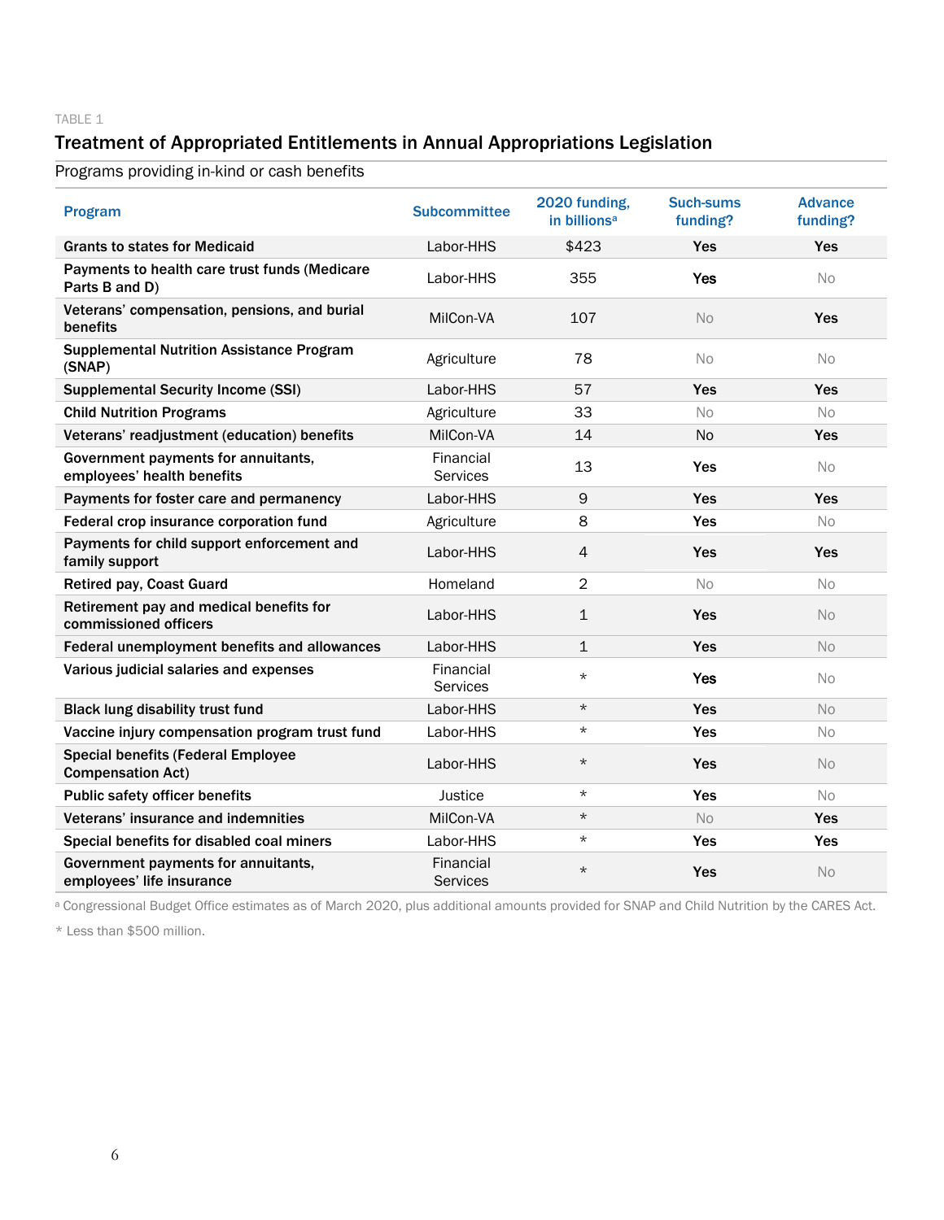TABLE 1

## Treatment of Appropriated Entitlements in Annual Appropriations Legislation

Programs providing in-kind or cash benefits

| Program | Subcommittee | 2020 funding, in billions[a] | Such-sums funding? | Advance funding? |
|---|---|---|---|---|
| **Grants to states for Medicaid** | Labor-HHS | $423 | **Yes** | **Yes** |
| **Payments to health care trust funds (Medicare Parts B and D)** | Labor-HHS | 355 | **Yes** | No |
| **Veterans' compensation, pensions, and burial benefits** | MilCon-VA | 107 | No | **Yes** |
| **Supplemental Nutrition Assistance Program (SNAP)** | Agriculture | 78 | No | No |
| **Supplemental Security Income (SSI)** | Labor-HHS | 57 | **Yes** | **Yes** |
| **Child Nutrition Programs** | Agriculture | 33 | No | No |
| **Veterans' readjustment (education) benefits** | MilCon-VA | 14 | No | **Yes** |
| **Government payments for annuitants, employees' health benefits** | Financial Services | 13 | **Yes** | No |
| **Payments for foster care and permanency** | Labor-HHS | 9 | **Yes** | **Yes** |
| **Federal crop insurance corporation fund** | Agriculture | 8 | **Yes** | No |
| **Payments for child support enforcement and family support** | Labor-HHS | 4 | **Yes** | **Yes** |
| **Retired pay, Coast Guard** | Homeland | 2 | No | No |
| **Retirement pay and medical benefits for commissioned officers** | Labor-HHS | 1 | **Yes** | No |
| **Federal unemployment benefits and allowances** | Labor-HHS | 1 | **Yes** | No |
| **Various judicial salaries and expenses** | Financial Services | * | **Yes** | No |
| **Black lung disability trust fund** | Labor-HHS | * | **Yes** | No |
| **Vaccine injury compensation program trust fund** | Labor-HHS | * | **Yes** | No |
| **Special benefits (Federal Employee Compensation Act)** | Labor-HHS | * | **Yes** | No |
| **Public safety officer benefits** | Justice | * | **Yes** | No |
| **Veterans' insurance and indemnities** | MilCon-VA | * | No | **Yes** |
| **Special benefits for disabled coal miners** | Labor-HHS | * | **Yes** | **Yes** |
| **Government payments for annuitants, employees' life insurance** | Financial Services | * | **Yes** | No |

[a] Congressional Budget Office estimates as of March 2020, plus additional amounts provided for SNAP and Child Nutrition by the CARES Act.

* Less than $500 million.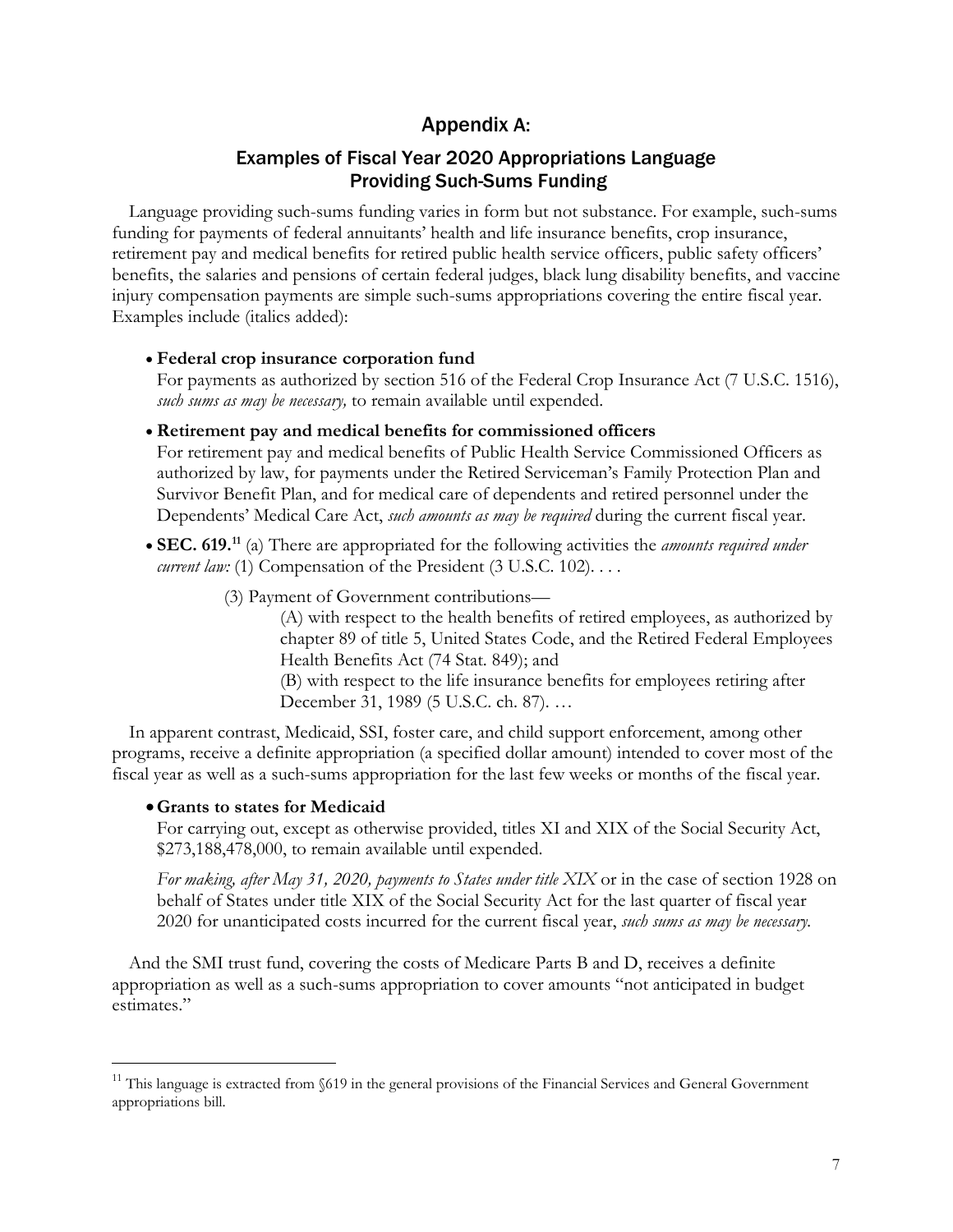## Appendix A:

### Examples of Fiscal Year 2020 Appropriations Language Providing Such-Sums Funding

Language providing such-sums funding varies in form but not substance. For example, such-sums funding for payments of federal annuitants' health and life insurance benefits, crop insurance, retirement pay and medical benefits for retired public health service officers, public safety officers' benefits, the salaries and pensions of certain federal judges, black lung disability benefits, and vaccine injury compensation payments are simple such-sums appropriations covering the entire fiscal year. Examples include (italics added):

- **Federal crop insurance corporation fund**
  For payments as authorized by section 516 of the Federal Crop Insurance Act (7 U.S.C. 1516), *such sums as may be necessary,* to remain available until expended.
- **Retirement pay and medical benefits for commissioned officers**
  For retirement pay and medical benefits of Public Health Service Commissioned Officers as authorized by law, for payments under the Retired Serviceman's Family Protection Plan and Survivor Benefit Plan, and for medical care of dependents and retired personnel under the Dependents' Medical Care Act, *such amounts as may be required* during the current fiscal year.
- **SEC. 619.**[11] (a) There are appropriated for the following activities the *amounts required under current law:* (1) Compensation of the President (3 U.S.C. 102). . . .

  (3) Payment of Government contributions—

  (A) with respect to the health benefits of retired employees, as authorized by chapter 89 of title 5, United States Code, and the Retired Federal Employees Health Benefits Act (74 Stat. 849); and

  (B) with respect to the life insurance benefits for employees retiring after December 31, 1989 (5 U.S.C. ch. 87). …

In apparent contrast, Medicaid, SSI, foster care, and child support enforcement, among other programs, receive a definite appropriation (a specified dollar amount) intended to cover most of the fiscal year as well as a such-sums appropriation for the last few weeks or months of the fiscal year.

- **Grants to states for Medicaid**
  For carrying out, except as otherwise provided, titles XI and XIX of the Social Security Act, $273,188,478,000, to remain available until expended.

  *For making, after May 31, 2020, payments to States under title XIX* or in the case of section 1928 on behalf of States under title XIX of the Social Security Act for the last quarter of fiscal year 2020 for unanticipated costs incurred for the current fiscal year, *such sums as may be necessary.*

And the SMI trust fund, covering the costs of Medicare Parts B and D, receives a definite appropriation as well as a such-sums appropriation to cover amounts "not anticipated in budget estimates."

---

[11] This language is extracted from §619 in the general provisions of the Financial Services and General Government appropriations bill.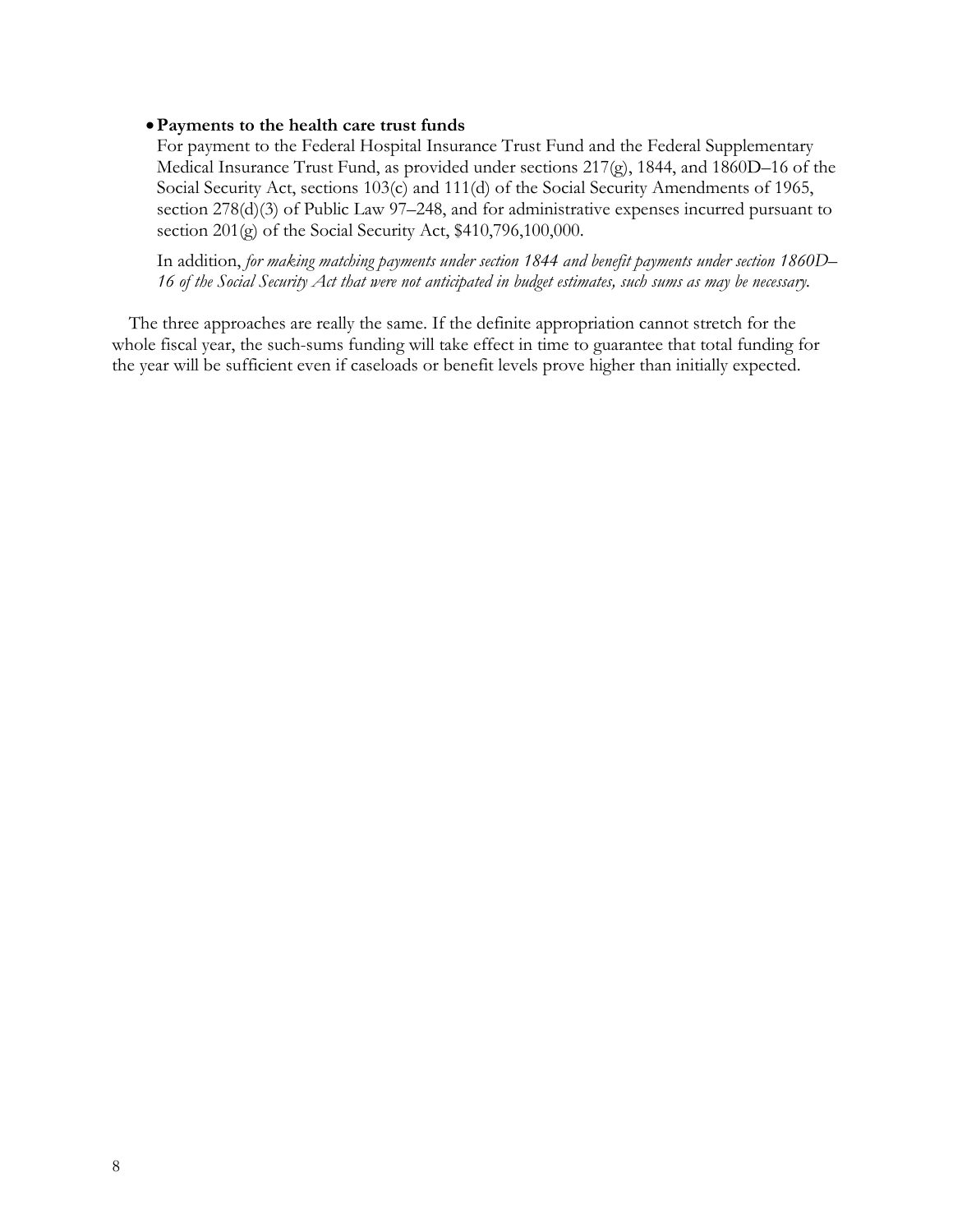- **Payments to the health care trust funds**

  For payment to the Federal Hospital Insurance Trust Fund and the Federal Supplementary Medical Insurance Trust Fund, as provided under sections 217(g), 1844, and 1860D–16 of the Social Security Act, sections 103(c) and 111(d) of the Social Security Amendments of 1965, section 278(d)(3) of Public Law 97–248, and for administrative expenses incurred pursuant to section 201(g) of the Social Security Act, $410,796,100,000.

  In addition, *for making matching payments under section 1844 and benefit payments under section 1860D–16 of the Social Security Act that were not anticipated in budget estimates, such sums as may be necessary.*

The three approaches are really the same. If the definite appropriation cannot stretch for the whole fiscal year, the such-sums funding will take effect in time to guarantee that total funding for the year will be sufficient even if caseloads or benefit levels prove higher than initially expected.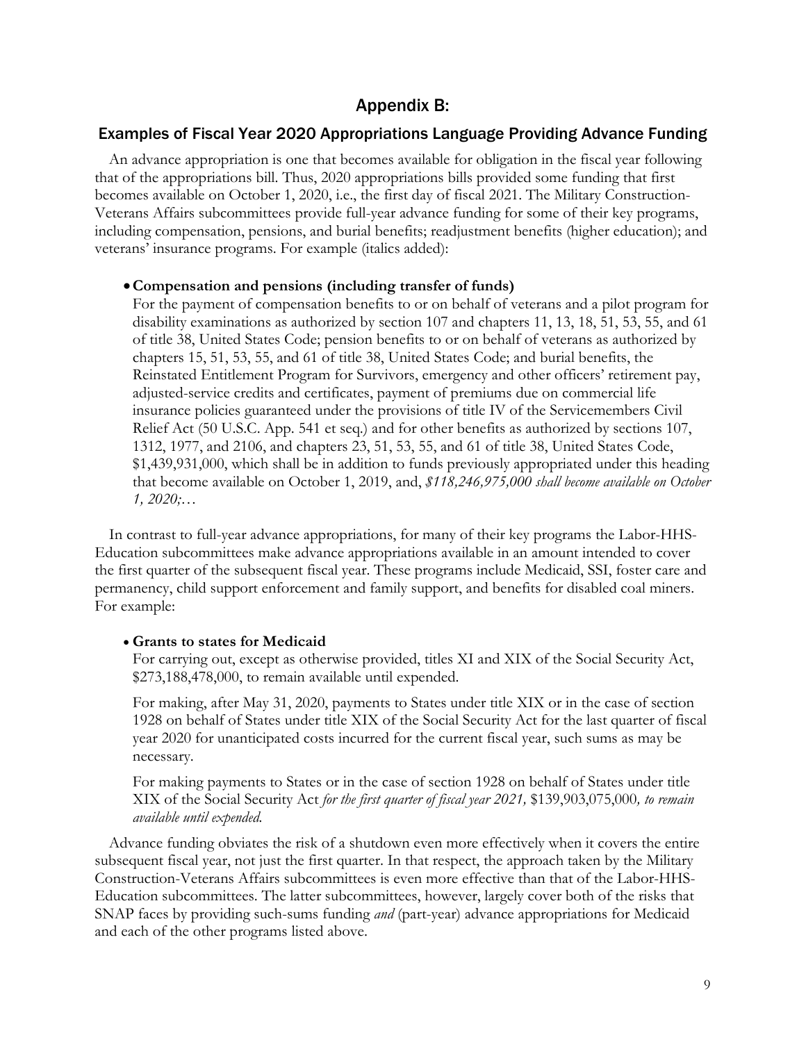## Appendix B:

### Examples of Fiscal Year 2020 Appropriations Language Providing Advance Funding

An advance appropriation is one that becomes available for obligation in the fiscal year following that of the appropriations bill. Thus, 2020 appropriations bills provided some funding that first becomes available on October 1, 2020, i.e., the first day of fiscal 2021. The Military Construction-Veterans Affairs subcommittees provide full-year advance funding for some of their key programs, including compensation, pensions, and burial benefits; readjustment benefits (higher education); and veterans' insurance programs. For example (italics added):

- **Compensation and pensions (including transfer of funds)**
  For the payment of compensation benefits to or on behalf of veterans and a pilot program for disability examinations as authorized by section 107 and chapters 11, 13, 18, 51, 53, 55, and 61 of title 38, United States Code; pension benefits to or on behalf of veterans as authorized by chapters 15, 51, 53, 55, and 61 of title 38, United States Code; and burial benefits, the Reinstated Entitlement Program for Survivors, emergency and other officers' retirement pay, adjusted-service credits and certificates, payment of premiums due on commercial life insurance policies guaranteed under the provisions of title IV of the Servicemembers Civil Relief Act (50 U.S.C. App. 541 et seq.) and for other benefits as authorized by sections 107, 1312, 1977, and 2106, and chapters 23, 51, 53, 55, and 61 of title 38, United States Code, $1,439,931,000, which shall be in addition to funds previously appropriated under this heading that become available on October 1, 2019, and, *$118,246,975,000 shall become available on October 1, 2020;*…

In contrast to full-year advance appropriations, for many of their key programs the Labor-HHS-Education subcommittees make advance appropriations available in an amount intended to cover the first quarter of the subsequent fiscal year. These programs include Medicaid, SSI, foster care and permanency, child support enforcement and family support, and benefits for disabled coal miners. For example:

- **Grants to states for Medicaid**
  For carrying out, except as otherwise provided, titles XI and XIX of the Social Security Act, $273,188,478,000, to remain available until expended.

  For making, after May 31, 2020, payments to States under title XIX or in the case of section 1928 on behalf of States under title XIX of the Social Security Act for the last quarter of fiscal year 2020 for unanticipated costs incurred for the current fiscal year, such sums as may be necessary.

  For making payments to States or in the case of section 1928 on behalf of States under title XIX of the Social Security Act *for the first quarter of fiscal year 2021,* $139,903,075,000*, to remain available until expended.*

Advance funding obviates the risk of a shutdown even more effectively when it covers the entire subsequent fiscal year, not just the first quarter. In that respect, the approach taken by the Military Construction-Veterans Affairs subcommittees is even more effective than that of the Labor-HHS-Education subcommittees. The latter subcommittees, however, largely cover both of the risks that SNAP faces by providing such-sums funding *and* (part-year) advance appropriations for Medicaid and each of the other programs listed above.